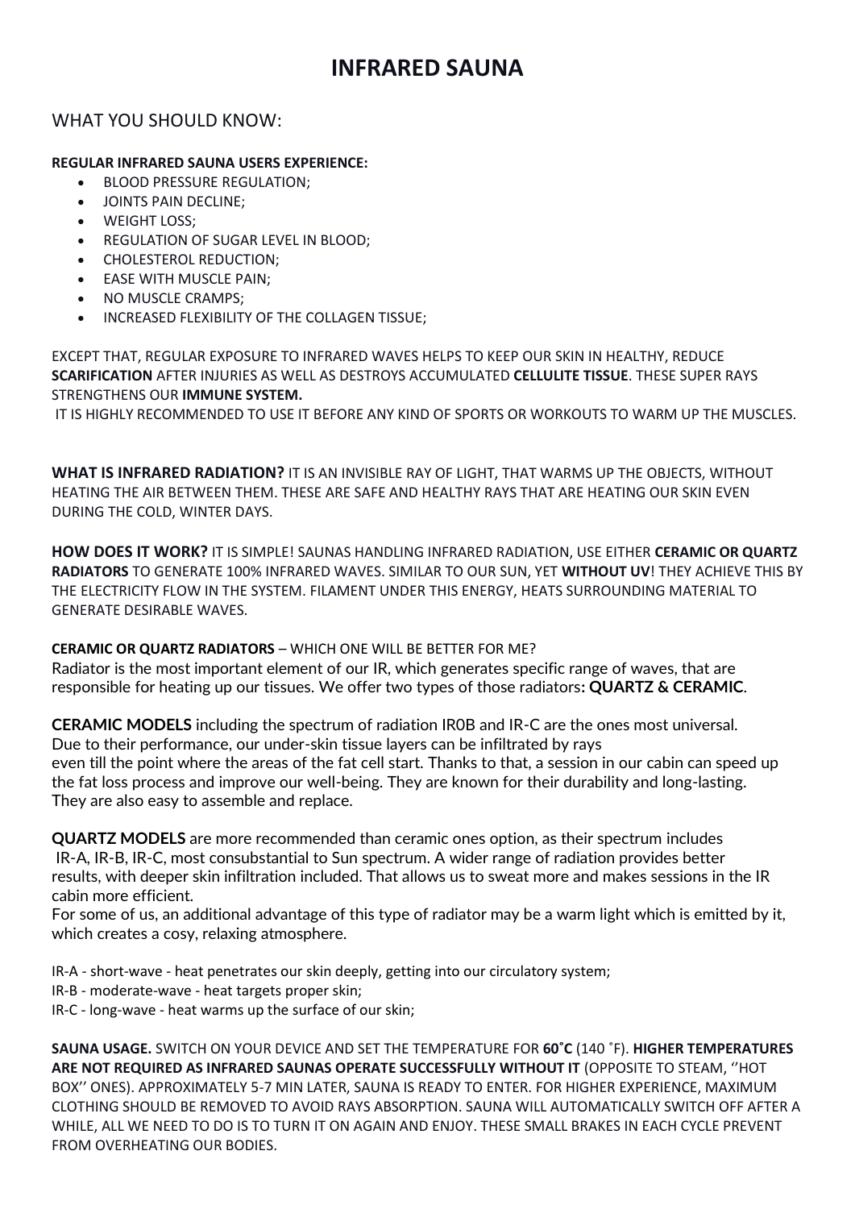# INFRARED SAUNA

## WHAT YOU SHOULD KNOW:

**REGULAR INFRARED SAUNA USERS EXPERIENCE:**

- BLOOD PRESSURE REGULATION;
- JOINTS PAIN DECLINE;
- WEIGHT LOSS;
- REGULATION OF SUGAR LEVEL IN BLOOD;
- CHOLESTEROL REDUCTION;
- EASE WITH MUSCLE PAIN;
- NO MUSCLE CRAMPS;
- INCREASED FLEXIBILITY OF THE COLLAGEN TISSUE;

EXCEPT THAT, REGULAR EXPOSURE TO INFRARED WAVES HELPS TO KEEP OUR SKIN IN HEALTHY, REDUCE **SCARIFICATION** AFTER INJURIES AS WELL AS DESTROYS ACCUMULATED **CELLULITE TISSUE**. THESE SUPER RAYS STRENGTHENS OUR **IMMUNE SYSTEM.**

IT IS HIGHLY RECOMMENDED TO USE IT BEFORE ANY KIND OF SPORTS OR WORKOUTS TO WARM UP THE MUSCLES.

**WHAT IS INFRARED RADIATION?** IT IS AN INVISIBLE RAY OF LIGHT, THAT WARMS UP THE OBJECTS, WITHOUT HEATING THE AIR BETWEEN THEM. THESE ARE SAFE AND HEALTHY RAYS THAT ARE HEATING OUR SKIN EVEN DURING THE COLD, WINTER DAYS.

**HOW DOES IT WORK?** IT IS SIMPLE! SAUNAS HANDLING INFRARED RADIATION, USE EITHER **CERAMIC OR QUARTZ RADIATORS** TO GENERATE 100% INFRARED WAVES. SIMILAR TO OUR SUN, YET **WITHOUT UV**! THEY ACHIEVE THIS BY THE ELECTRICITY FLOW IN THE SYSTEM. FILAMENT UNDER THIS ENERGY, HEATS SURROUNDING MATERIAL TO GENERATE DESIRABLE WAVES.

**CERAMIC OR QUARTZ RADIATORS** – WHICH ONE WILL BE BETTER FOR ME?

Radiator is the most important element of our IR, which generates specific range of waves, that are responsible for heating up our tissues. We offer two types of those radiators**: QUARTZ & CERAMIC**.

**CERAMIC MODELS** including the spectrum of radiation IR0B and IR-C are the ones most universal. Due to their performance, our under-skin tissue layers can be infiltrated by rays even till the point where the areas of the fat cell start. Thanks to that, a session in our cabin can speed up the fat loss process and improve our well-being. They are known for their durability and long-lasting. They are also easy to assemble and replace.

**QUARTZ MODELS** are more recommended than ceramic ones option, as their spectrum includes IR-A, IR-B, IR-C, most consubstantial to Sun spectrum. A wider range of radiation provides better results, with deeper skin infiltration included. That allows us to sweat more and makes sessions in the IR cabin more efficient.

For some of us, an additional advantage of this type of radiator may be a warm light which is emitted by it, which creates a cosy, relaxing atmosphere.

IR-A - short-wave - heat penetrates our skin deeply, getting into our circulatory system;
IR-B - moderate-wave - heat targets proper skin;
IR-C - long-wave - heat warms up the surface of our skin;

**SAUNA USAGE.** SWITCH ON YOUR DEVICE AND SET THE TEMPERATURE FOR **60˚C** (140 ˚F). **HIGHER TEMPERATURES ARE NOT REQUIRED AS INFRARED SAUNAS OPERATE SUCCESSFULLY WITHOUT IT** (OPPOSITE TO STEAM, ''HOT BOX'' ONES). APPROXIMATELY 5-7 MIN LATER, SAUNA IS READY TO ENTER. FOR HIGHER EXPERIENCE, MAXIMUM CLOTHING SHOULD BE REMOVED TO AVOID RAYS ABSORPTION. SAUNA WILL AUTOMATICALLY SWITCH OFF AFTER A WHILE, ALL WE NEED TO DO IS TO TURN IT ON AGAIN AND ENJOY. THESE SMALL BRAKES IN EACH CYCLE PREVENT FROM OVERHEATING OUR BODIES.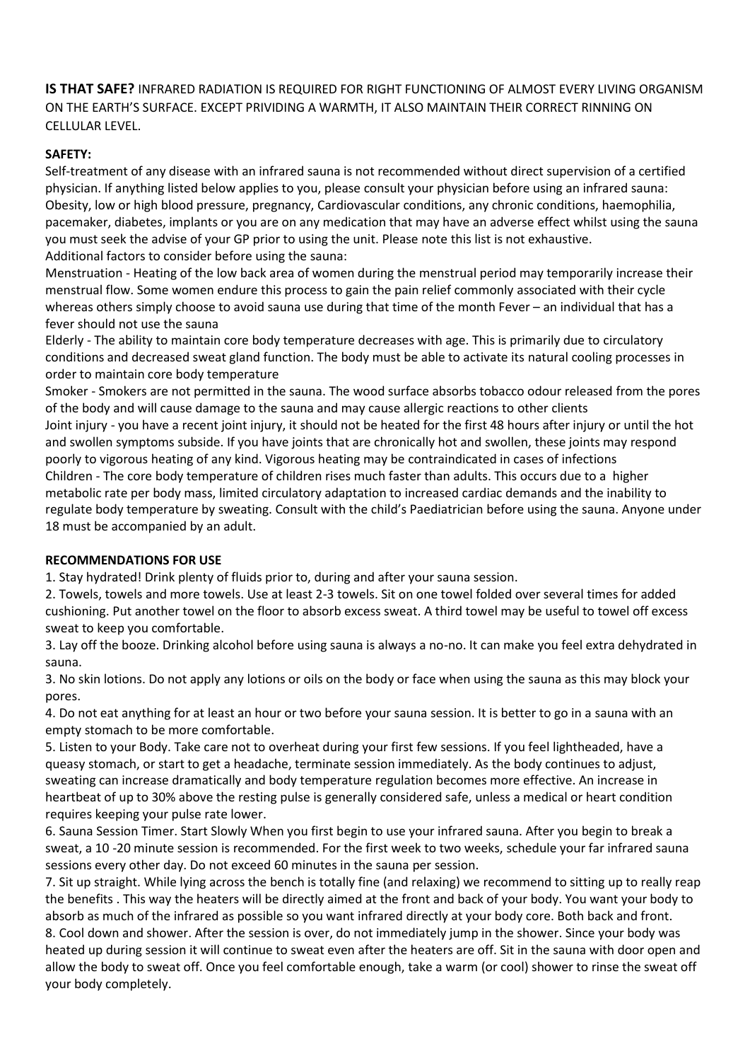**IS THAT SAFE?** INFRARED RADIATION IS REQUIRED FOR RIGHT FUNCTIONING OF ALMOST EVERY LIVING ORGANISM ON THE EARTH'S SURFACE. EXCEPT PRIVIDING A WARMTH, IT ALSO MAINTAIN THEIR CORRECT RINNING ON CELLULAR LEVEL.

**SAFETY:**

Self-treatment of any disease with an infrared sauna is not recommended without direct supervision of a certified physician. If anything listed below applies to you, please consult your physician before using an infrared sauna: Obesity, low or high blood pressure, pregnancy, Cardiovascular conditions, any chronic conditions, haemophilia, pacemaker, diabetes, implants or you are on any medication that may have an adverse effect whilst using the sauna you must seek the advise of your GP prior to using the unit. Please note this list is not exhaustive.

Additional factors to consider before using the sauna:

Menstruation - Heating of the low back area of women during the menstrual period may temporarily increase their menstrual flow. Some women endure this process to gain the pain relief commonly associated with their cycle whereas others simply choose to avoid sauna use during that time of the month Fever – an individual that has a fever should not use the sauna

Elderly - The ability to maintain core body temperature decreases with age. This is primarily due to circulatory conditions and decreased sweat gland function. The body must be able to activate its natural cooling processes in order to maintain core body temperature

Smoker - Smokers are not permitted in the sauna. The wood surface absorbs tobacco odour released from the pores of the body and will cause damage to the sauna and may cause allergic reactions to other clients

Joint injury - you have a recent joint injury, it should not be heated for the first 48 hours after injury or until the hot and swollen symptoms subside. If you have joints that are chronically hot and swollen, these joints may respond poorly to vigorous heating of any kind. Vigorous heating may be contraindicated in cases of infections

Children - The core body temperature of children rises much faster than adults. This occurs due to a higher metabolic rate per body mass, limited circulatory adaptation to increased cardiac demands and the inability to regulate body temperature by sweating. Consult with the child's Paediatrician before using the sauna. Anyone under 18 must be accompanied by an adult.

**RECOMMENDATIONS FOR USE**

1. Stay hydrated! Drink plenty of fluids prior to, during and after your sauna session.
2. Towels, towels and more towels. Use at least 2-3 towels. Sit on one towel folded over several times for added cushioning. Put another towel on the floor to absorb excess sweat. A third towel may be useful to towel off excess sweat to keep you comfortable.
3. Lay off the booze. Drinking alcohol before using sauna is always a no-no. It can make you feel extra dehydrated in sauna.
3. No skin lotions. Do not apply any lotions or oils on the body or face when using the sauna as this may block your pores.
4. Do not eat anything for at least an hour or two before your sauna session. It is better to go in a sauna with an empty stomach to be more comfortable.
5. Listen to your Body. Take care not to overheat during your first few sessions. If you feel lightheaded, have a queasy stomach, or start to get a headache, terminate session immediately. As the body continues to adjust, sweating can increase dramatically and body temperature regulation becomes more effective. An increase in heartbeat of up to 30% above the resting pulse is generally considered safe, unless a medical or heart condition requires keeping your pulse rate lower.
6. Sauna Session Timer. Start Slowly When you first begin to use your infrared sauna. After you begin to break a sweat, a 10 -20 minute session is recommended. For the first week to two weeks, schedule your far infrared sauna sessions every other day. Do not exceed 60 minutes in the sauna per session.
7. Sit up straight. While lying across the bench is totally fine (and relaxing) we recommend to sitting up to really reap the benefits . This way the heaters will be directly aimed at the front and back of your body. You want your body to absorb as much of the infrared as possible so you want infrared directly at your body core. Both back and front.
8. Cool down and shower. After the session is over, do not immediately jump in the shower. Since your body was heated up during session it will continue to sweat even after the heaters are off. Sit in the sauna with door open and allow the body to sweat off. Once you feel comfortable enough, take a warm (or cool) shower to rinse the sweat off your body completely.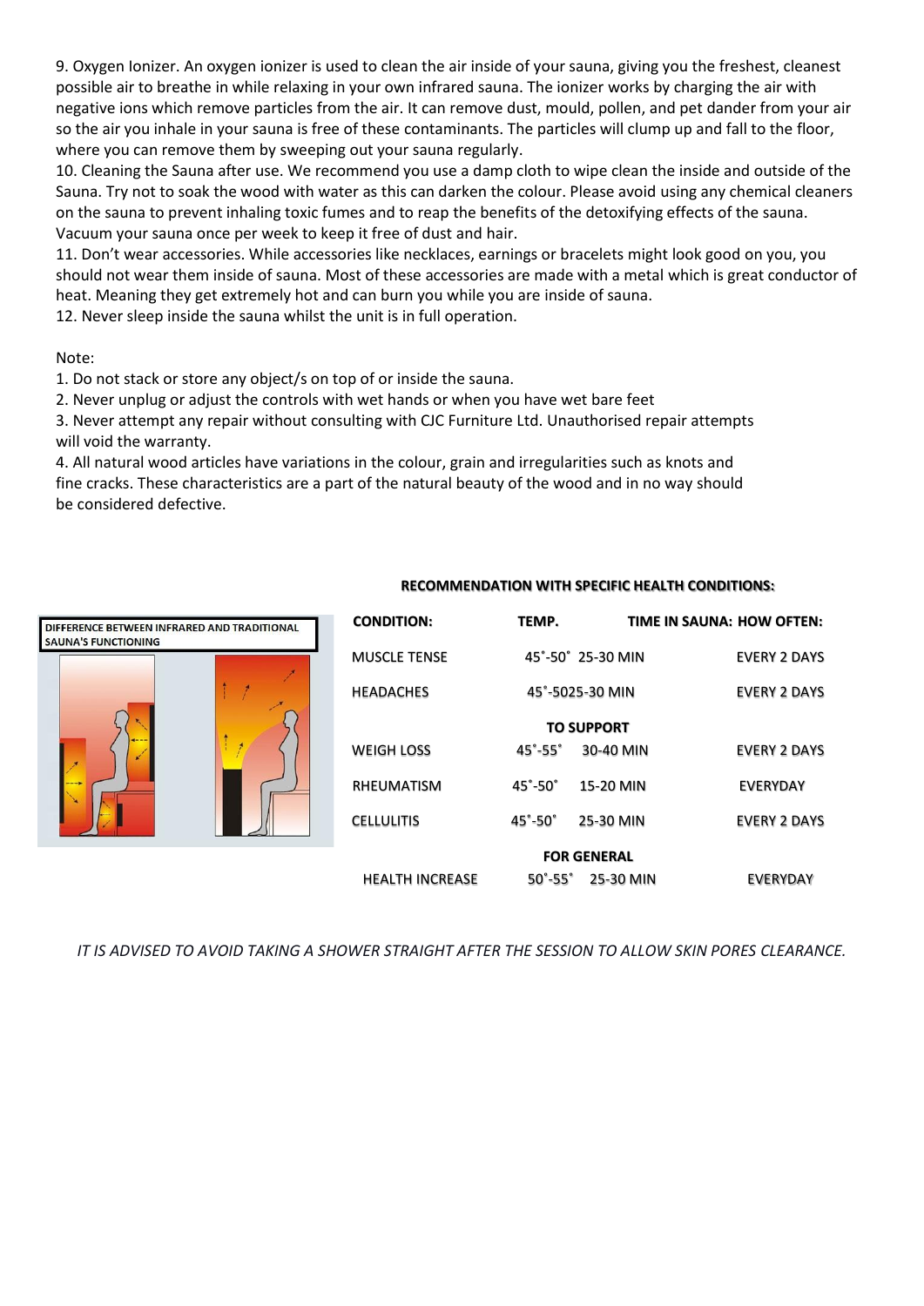9. Oxygen Ionizer. An oxygen ionizer is used to clean the air inside of your sauna, giving you the freshest, cleanest possible air to breathe in while relaxing in your own infrared sauna. The ionizer works by charging the air with negative ions which remove particles from the air. It can remove dust, mould, pollen, and pet dander from your air so the air you inhale in your sauna is free of these contaminants. The particles will clump up and fall to the floor, where you can remove them by sweeping out your sauna regularly.
10. Cleaning the Sauna after use. We recommend you use a damp cloth to wipe clean the inside and outside of the Sauna. Try not to soak the wood with water as this can darken the colour. Please avoid using any chemical cleaners on the sauna to prevent inhaling toxic fumes and to reap the benefits of the detoxifying effects of the sauna. Vacuum your sauna once per week to keep it free of dust and hair.
11. Don't wear accessories. While accessories like necklaces, earnings or bracelets might look good on you, you should not wear them inside of sauna. Most of these accessories are made with a metal which is great conductor of heat. Meaning they get extremely hot and can burn you while you are inside of sauna.
12. Never sleep inside the sauna whilst the unit is in full operation.

Note:
1. Do not stack or store any object/s on top of or inside the sauna.
2. Never unplug or adjust the controls with wet hands or when you have wet bare feet
3. Never attempt any repair without consulting with CJC Furniture Ltd. Unauthorised repair attempts will void the warranty.
4. All natural wood articles have variations in the colour, grain and irregularities such as knots and fine cracks. These characteristics are a part of the natural beauty of the wood and in no way should be considered defective.

DIFFERENCE BETWEEN INFRARED AND TRADITIONAL SAUNA'S FUNCTIONING

**RECOMMENDATION WITH SPECIFIC HEALTH CONDITIONS:**

| CONDITION: | TEMP. | TIME IN SAUNA: | HOW OFTEN: |
|---|---|---|---|
| MUSCLE TENSE | 45˚-50˚ | 25-30 MIN | EVERY 2 DAYS |
| HEADACHES | 45˚-50 | 25-30 MIN | EVERY 2 DAYS |
| **TO SUPPORT** | | | |
| WEIGH LOSS | 45˚-55˚ | 30-40 MIN | EVERY 2 DAYS |
| RHEUMATISM | 45˚-50˚ | 15-20 MIN | EVERYDAY |
| CELLULITIS | 45˚-50˚ | 25-30 MIN | EVERY 2 DAYS |
| **FOR GENERAL** | | | |
| HEALTH INCREASE | 50˚-55˚ | 25-30 MIN | EVERYDAY |

*IT IS ADVISED TO AVOID TAKING A SHOWER STRAIGHT AFTER THE SESSION TO ALLOW SKIN PORES CLEARANCE.*